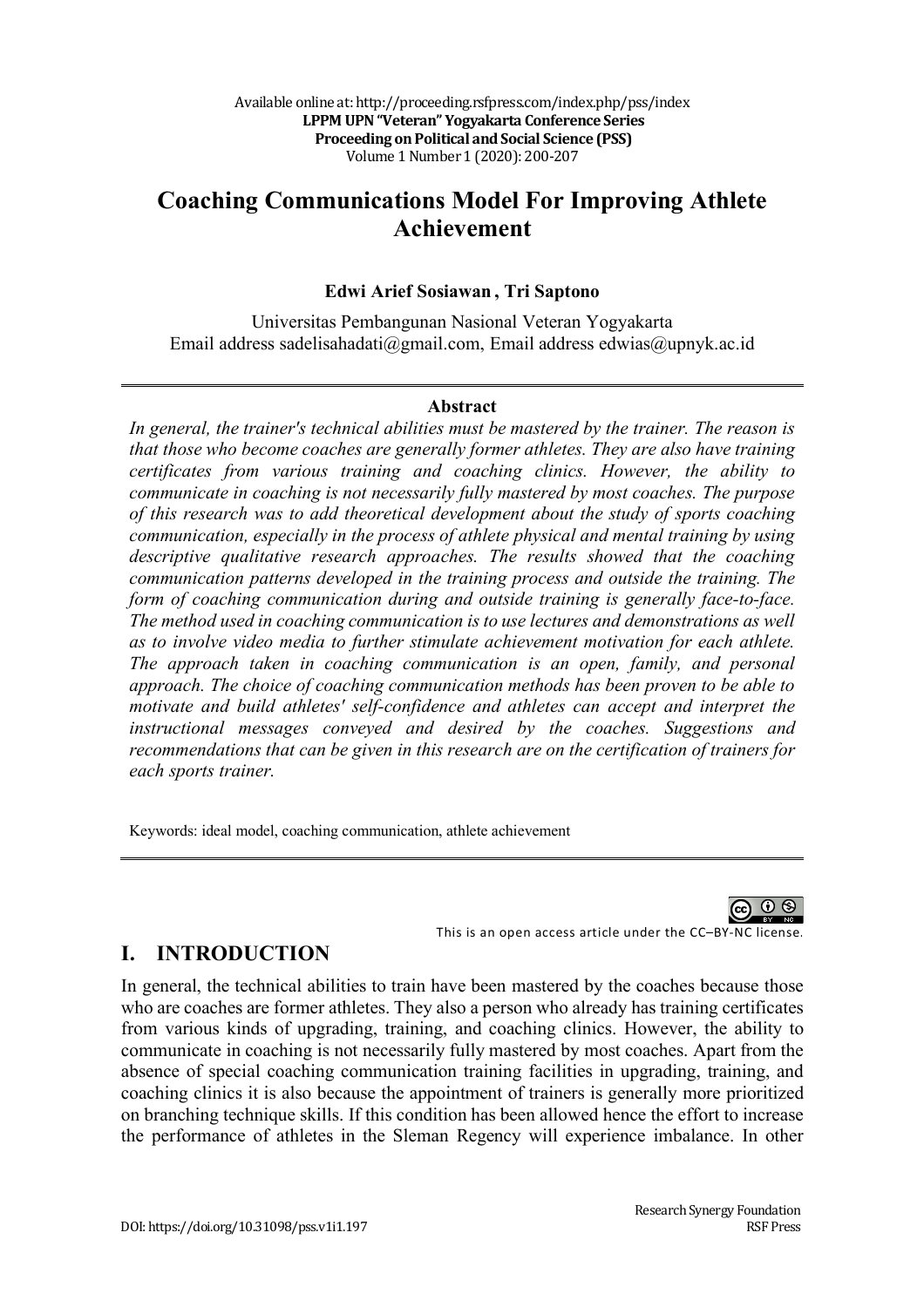# Coaching Communications Model For Improving Athlete Achievement

**Edwi Arief Sosiawan , Tri Saptono**

Universitas Pembangunan Nasional Veteran Yogyakarta
Email address sadelisahadati@gmail.com, Email address edwias@upnyk.ac.id

---

**Abstract**

*In general, the trainer's technical abilities must be mastered by the trainer. The reason is that those who become coaches are generally former athletes. They are also have training certificates from various training and coaching clinics. However, the ability to communicate in coaching is not necessarily fully mastered by most coaches. The purpose of this research was to add theoretical development about the study of sports coaching communication, especially in the process of athlete physical and mental training by using descriptive qualitative research approaches. The results showed that the coaching communication patterns developed in the training process and outside the training. The form of coaching communication during and outside training is generally face-to-face. The method used in coaching communication is to use lectures and demonstrations as well as to involve video media to further stimulate achievement motivation for each athlete. The approach taken in coaching communication is an open, family, and personal approach. The choice of coaching communication methods has been proven to be able to motivate and build athletes' self-confidence and athletes can accept and interpret the instructional messages conveyed and desired by the coaches. Suggestions and recommendations that can be given in this research are on the certification of trainers for each sports trainer.*

Keywords: ideal model, coaching communication, athlete achievement

---

This is an open access article under the CC–BY-NC license.

## I. INTRODUCTION

In general, the technical abilities to train have been mastered by the coaches because those who are coaches are former athletes. They also a person who already has training certificates from various kinds of upgrading, training, and coaching clinics. However, the ability to communicate in coaching is not necessarily fully mastered by most coaches. Apart from the absence of special coaching communication training facilities in upgrading, training, and coaching clinics it is also because the appointment of trainers is generally more prioritized on branching technique skills. If this condition has been allowed hence the effort to increase the performance of athletes in the Sleman Regency will experience imbalance. In other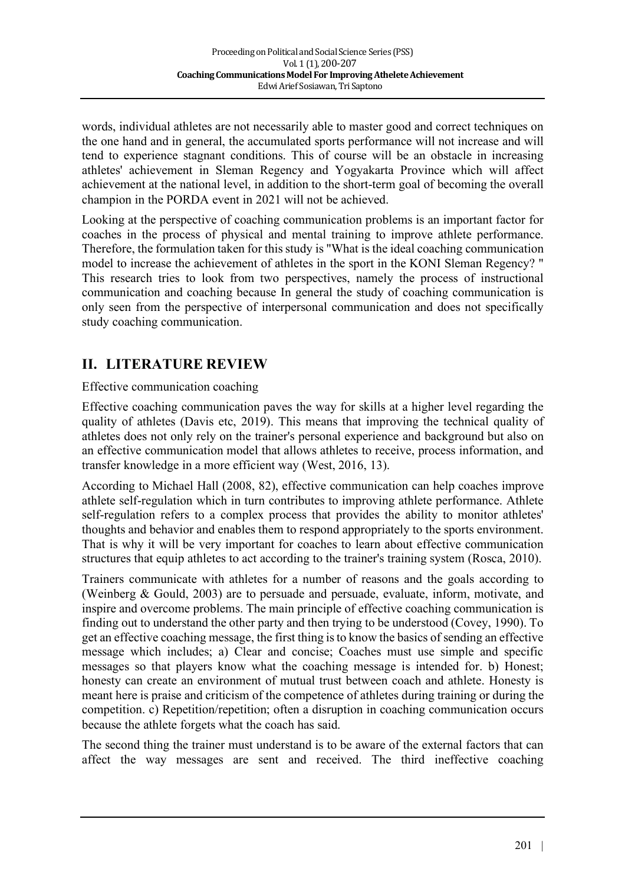words, individual athletes are not necessarily able to master good and correct techniques on the one hand and in general, the accumulated sports performance will not increase and will tend to experience stagnant conditions. This of course will be an obstacle in increasing athletes' achievement in Sleman Regency and Yogyakarta Province which will affect achievement at the national level, in addition to the short-term goal of becoming the overall champion in the PORDA event in 2021 will not be achieved.

Looking at the perspective of coaching communication problems is an important factor for coaches in the process of physical and mental training to improve athlete performance. Therefore, the formulation taken for this study is "What is the ideal coaching communication model to increase the achievement of athletes in the sport in the KONI Sleman Regency? " This research tries to look from two perspectives, namely the process of instructional communication and coaching because In general the study of coaching communication is only seen from the perspective of interpersonal communication and does not specifically study coaching communication.

## II. LITERATURE REVIEW

Effective communication coaching

Effective coaching communication paves the way for skills at a higher level regarding the quality of athletes (Davis etc, 2019). This means that improving the technical quality of athletes does not only rely on the trainer's personal experience and background but also on an effective communication model that allows athletes to receive, process information, and transfer knowledge in a more efficient way (West, 2016, 13).

According to Michael Hall (2008, 82), effective communication can help coaches improve athlete self-regulation which in turn contributes to improving athlete performance. Athlete self-regulation refers to a complex process that provides the ability to monitor athletes' thoughts and behavior and enables them to respond appropriately to the sports environment. That is why it will be very important for coaches to learn about effective communication structures that equip athletes to act according to the trainer's training system (Rosca, 2010).

Trainers communicate with athletes for a number of reasons and the goals according to (Weinberg & Gould, 2003) are to persuade and persuade, evaluate, inform, motivate, and inspire and overcome problems. The main principle of effective coaching communication is finding out to understand the other party and then trying to be understood (Covey, 1990). To get an effective coaching message, the first thing is to know the basics of sending an effective message which includes; a) Clear and concise; Coaches must use simple and specific messages so that players know what the coaching message is intended for. b) Honest; honesty can create an environment of mutual trust between coach and athlete. Honesty is meant here is praise and criticism of the competence of athletes during training or during the competition. c) Repetition/repetition; often a disruption in coaching communication occurs because the athlete forgets what the coach has said.

The second thing the trainer must understand is to be aware of the external factors that can affect the way messages are sent and received. The third ineffective coaching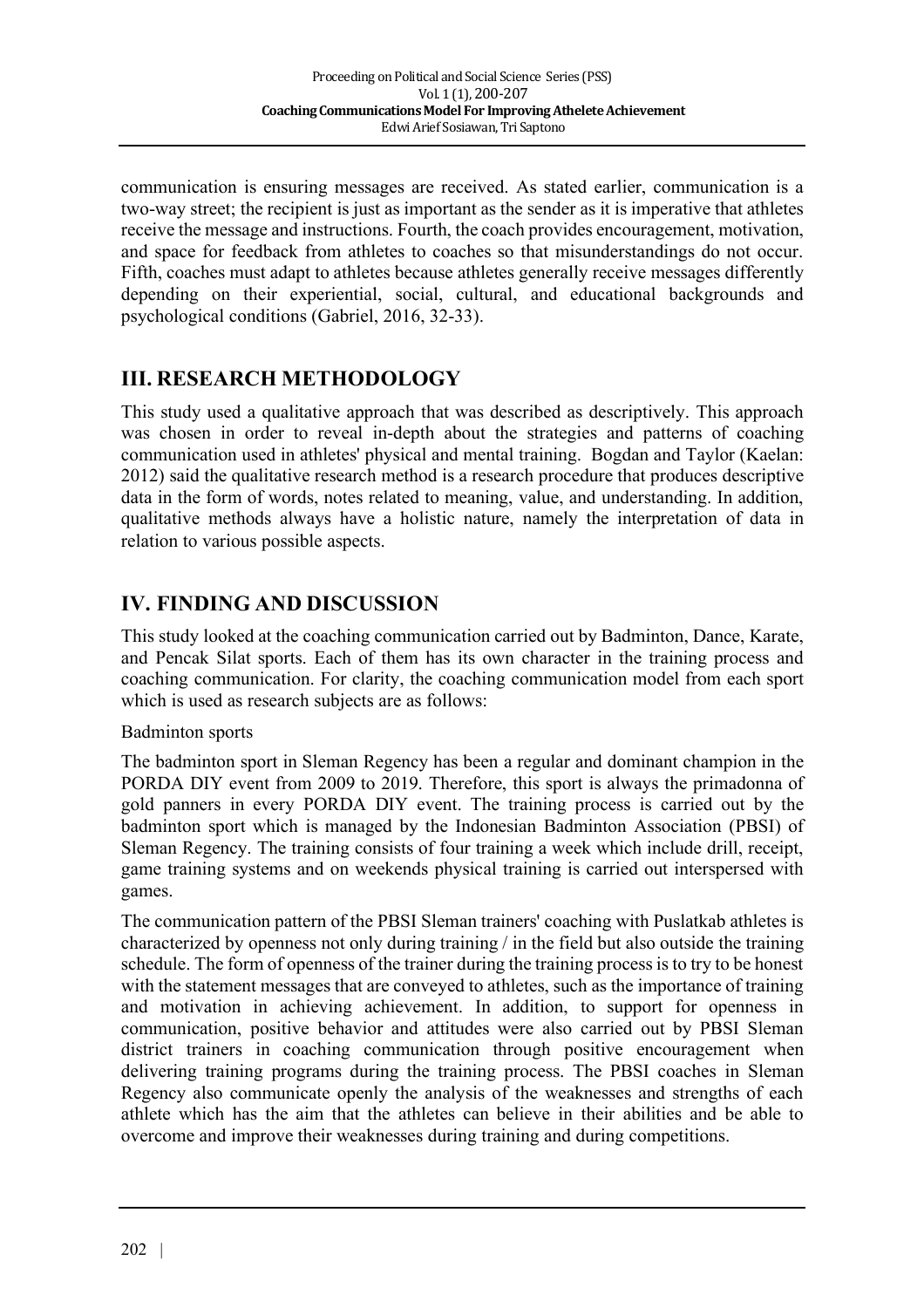communication is ensuring messages are received. As stated earlier, communication is a two-way street; the recipient is just as important as the sender as it is imperative that athletes receive the message and instructions. Fourth, the coach provides encouragement, motivation, and space for feedback from athletes to coaches so that misunderstandings do not occur. Fifth, coaches must adapt to athletes because athletes generally receive messages differently depending on their experiential, social, cultural, and educational backgrounds and psychological conditions (Gabriel, 2016, 32-33).

## III. RESEARCH METHODOLOGY

This study used a qualitative approach that was described as descriptively. This approach was chosen in order to reveal in-depth about the strategies and patterns of coaching communication used in athletes' physical and mental training. Bogdan and Taylor (Kaelan: 2012) said the qualitative research method is a research procedure that produces descriptive data in the form of words, notes related to meaning, value, and understanding. In addition, qualitative methods always have a holistic nature, namely the interpretation of data in relation to various possible aspects.

## IV. FINDING AND DISCUSSION

This study looked at the coaching communication carried out by Badminton, Dance, Karate, and Pencak Silat sports. Each of them has its own character in the training process and coaching communication. For clarity, the coaching communication model from each sport which is used as research subjects are as follows:

Badminton sports

The badminton sport in Sleman Regency has been a regular and dominant champion in the PORDA DIY event from 2009 to 2019. Therefore, this sport is always the primadonna of gold panners in every PORDA DIY event. The training process is carried out by the badminton sport which is managed by the Indonesian Badminton Association (PBSI) of Sleman Regency. The training consists of four training a week which include drill, receipt, game training systems and on weekends physical training is carried out interspersed with games.

The communication pattern of the PBSI Sleman trainers' coaching with Puslatkab athletes is characterized by openness not only during training / in the field but also outside the training schedule. The form of openness of the trainer during the training process is to try to be honest with the statement messages that are conveyed to athletes, such as the importance of training and motivation in achieving achievement. In addition, to support for openness in communication, positive behavior and attitudes were also carried out by PBSI Sleman district trainers in coaching communication through positive encouragement when delivering training programs during the training process. The PBSI coaches in Sleman Regency also communicate openly the analysis of the weaknesses and strengths of each athlete which has the aim that the athletes can believe in their abilities and be able to overcome and improve their weaknesses during training and during competitions.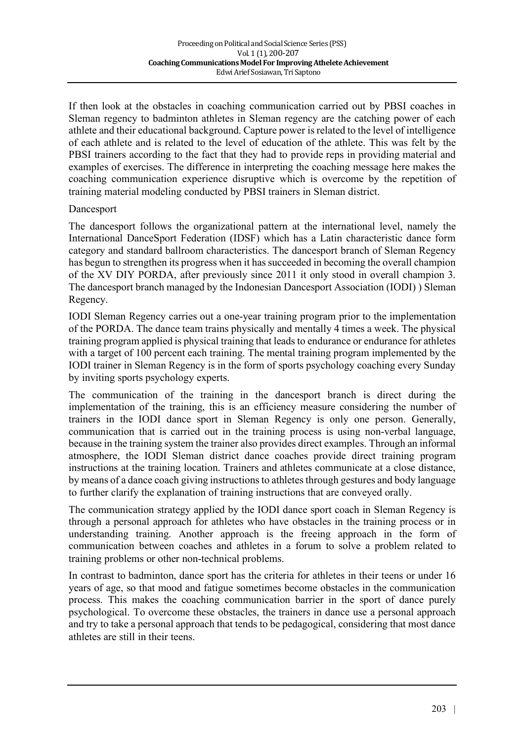If then look at the obstacles in coaching communication carried out by PBSI coaches in Sleman regency to badminton athletes in Sleman regency are the catching power of each athlete and their educational background. Capture power is related to the level of intelligence of each athlete and is related to the level of education of the athlete. This was felt by the PBSI trainers according to the fact that they had to provide reps in providing material and examples of exercises. The difference in interpreting the coaching message here makes the coaching communication experience disruptive which is overcome by the repetition of training material modeling conducted by PBSI trainers in Sleman district.

Dancesport

The dancesport follows the organizational pattern at the international level, namely the International DanceSport Federation (IDSF) which has a Latin characteristic dance form category and standard ballroom characteristics. The dancesport branch of Sleman Regency has begun to strengthen its progress when it has succeeded in becoming the overall champion of the XV DIY PORDA, after previously since 2011 it only stood in overall champion 3. The dancesport branch managed by the Indonesian Dancesport Association (IODI) ) Sleman Regency.

IODI Sleman Regency carries out a one-year training program prior to the implementation of the PORDA. The dance team trains physically and mentally 4 times a week. The physical training program applied is physical training that leads to endurance or endurance for athletes with a target of 100 percent each training. The mental training program implemented by the IODI trainer in Sleman Regency is in the form of sports psychology coaching every Sunday by inviting sports psychology experts.

The communication of the training in the dancesport branch is direct during the implementation of the training, this is an efficiency measure considering the number of trainers in the IODI dance sport in Sleman Regency is only one person. Generally, communication that is carried out in the training process is using non-verbal language, because in the training system the trainer also provides direct examples. Through an informal atmosphere, the IODI Sleman district dance coaches provide direct training program instructions at the training location. Trainers and athletes communicate at a close distance, by means of a dance coach giving instructions to athletes through gestures and body language to further clarify the explanation of training instructions that are conveyed orally.

The communication strategy applied by the IODI dance sport coach in Sleman Regency is through a personal approach for athletes who have obstacles in the training process or in understanding training. Another approach is the freeing approach in the form of communication between coaches and athletes in a forum to solve a problem related to training problems or other non-technical problems.

In contrast to badminton, dance sport has the criteria for athletes in their teens or under 16 years of age, so that mood and fatigue sometimes become obstacles in the communication process. This makes the coaching communication barrier in the sport of dance purely psychological. To overcome these obstacles, the trainers in dance use a personal approach and try to take a personal approach that tends to be pedagogical, considering that most dance athletes are still in their teens.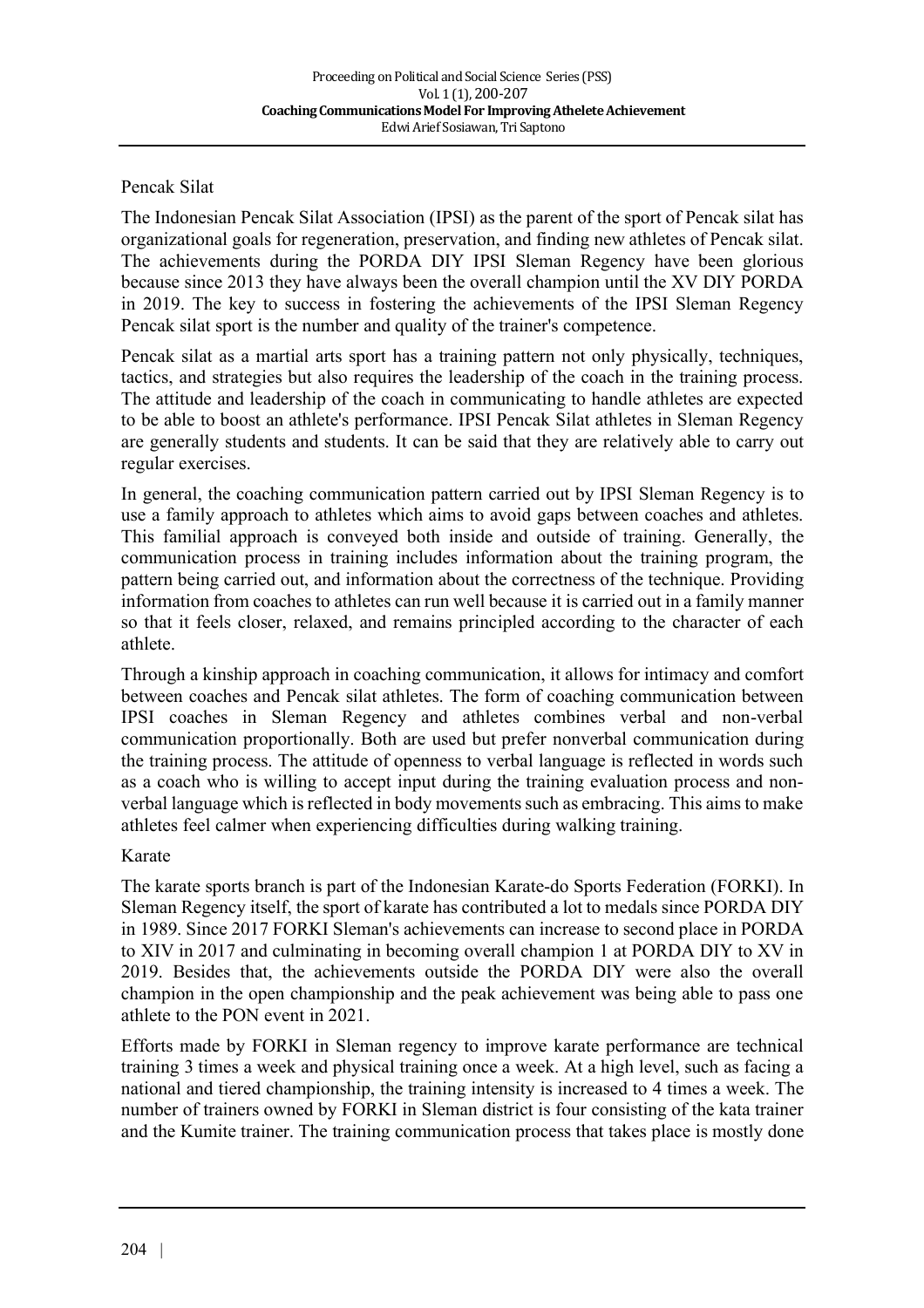### Pencak Silat

The Indonesian Pencak Silat Association (IPSI) as the parent of the sport of Pencak silat has organizational goals for regeneration, preservation, and finding new athletes of Pencak silat. The achievements during the PORDA DIY IPSI Sleman Regency have been glorious because since 2013 they have always been the overall champion until the XV DIY PORDA in 2019. The key to success in fostering the achievements of the IPSI Sleman Regency Pencak silat sport is the number and quality of the trainer's competence.

Pencak silat as a martial arts sport has a training pattern not only physically, techniques, tactics, and strategies but also requires the leadership of the coach in the training process. The attitude and leadership of the coach in communicating to handle athletes are expected to be able to boost an athlete's performance. IPSI Pencak Silat athletes in Sleman Regency are generally students and students. It can be said that they are relatively able to carry out regular exercises.

In general, the coaching communication pattern carried out by IPSI Sleman Regency is to use a family approach to athletes which aims to avoid gaps between coaches and athletes. This familial approach is conveyed both inside and outside of training. Generally, the communication process in training includes information about the training program, the pattern being carried out, and information about the correctness of the technique. Providing information from coaches to athletes can run well because it is carried out in a family manner so that it feels closer, relaxed, and remains principled according to the character of each athlete.

Through a kinship approach in coaching communication, it allows for intimacy and comfort between coaches and Pencak silat athletes. The form of coaching communication between IPSI coaches in Sleman Regency and athletes combines verbal and non-verbal communication proportionally. Both are used but prefer nonverbal communication during the training process. The attitude of openness to verbal language is reflected in words such as a coach who is willing to accept input during the training evaluation process and non-verbal language which is reflected in body movements such as embracing. This aims to make athletes feel calmer when experiencing difficulties during walking training.

### Karate

The karate sports branch is part of the Indonesian Karate-do Sports Federation (FORKI). In Sleman Regency itself, the sport of karate has contributed a lot to medals since PORDA DIY in 1989. Since 2017 FORKI Sleman's achievements can increase to second place in PORDA to XIV in 2017 and culminating in becoming overall champion 1 at PORDA DIY to XV in 2019. Besides that, the achievements outside the PORDA DIY were also the overall champion in the open championship and the peak achievement was being able to pass one athlete to the PON event in 2021.

Efforts made by FORKI in Sleman regency to improve karate performance are technical training 3 times a week and physical training once a week. At a high level, such as facing a national and tiered championship, the training intensity is increased to 4 times a week. The number of trainers owned by FORKI in Sleman district is four consisting of the kata trainer and the Kumite trainer. The training communication process that takes place is mostly done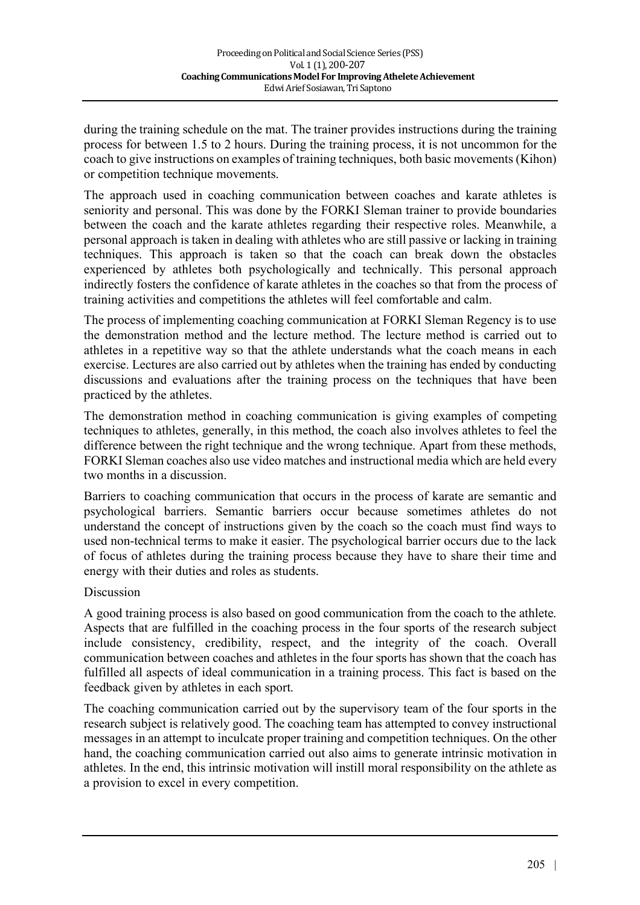during the training schedule on the mat. The trainer provides instructions during the training process for between 1.5 to 2 hours. During the training process, it is not uncommon for the coach to give instructions on examples of training techniques, both basic movements (Kihon) or competition technique movements.

The approach used in coaching communication between coaches and karate athletes is seniority and personal. This was done by the FORKI Sleman trainer to provide boundaries between the coach and the karate athletes regarding their respective roles. Meanwhile, a personal approach is taken in dealing with athletes who are still passive or lacking in training techniques. This approach is taken so that the coach can break down the obstacles experienced by athletes both psychologically and technically. This personal approach indirectly fosters the confidence of karate athletes in the coaches so that from the process of training activities and competitions the athletes will feel comfortable and calm.

The process of implementing coaching communication at FORKI Sleman Regency is to use the demonstration method and the lecture method. The lecture method is carried out to athletes in a repetitive way so that the athlete understands what the coach means in each exercise. Lectures are also carried out by athletes when the training has ended by conducting discussions and evaluations after the training process on the techniques that have been practiced by the athletes.

The demonstration method in coaching communication is giving examples of competing techniques to athletes, generally, in this method, the coach also involves athletes to feel the difference between the right technique and the wrong technique. Apart from these methods, FORKI Sleman coaches also use video matches and instructional media which are held every two months in a discussion.

Barriers to coaching communication that occurs in the process of karate are semantic and psychological barriers. Semantic barriers occur because sometimes athletes do not understand the concept of instructions given by the coach so the coach must find ways to used non-technical terms to make it easier. The psychological barrier occurs due to the lack of focus of athletes during the training process because they have to share their time and energy with their duties and roles as students.

Discussion

A good training process is also based on good communication from the coach to the athlete. Aspects that are fulfilled in the coaching process in the four sports of the research subject include consistency, credibility, respect, and the integrity of the coach. Overall communication between coaches and athletes in the four sports has shown that the coach has fulfilled all aspects of ideal communication in a training process. This fact is based on the feedback given by athletes in each sport.

The coaching communication carried out by the supervisory team of the four sports in the research subject is relatively good. The coaching team has attempted to convey instructional messages in an attempt to inculcate proper training and competition techniques. On the other hand, the coaching communication carried out also aims to generate intrinsic motivation in athletes. In the end, this intrinsic motivation will instill moral responsibility on the athlete as a provision to excel in every competition.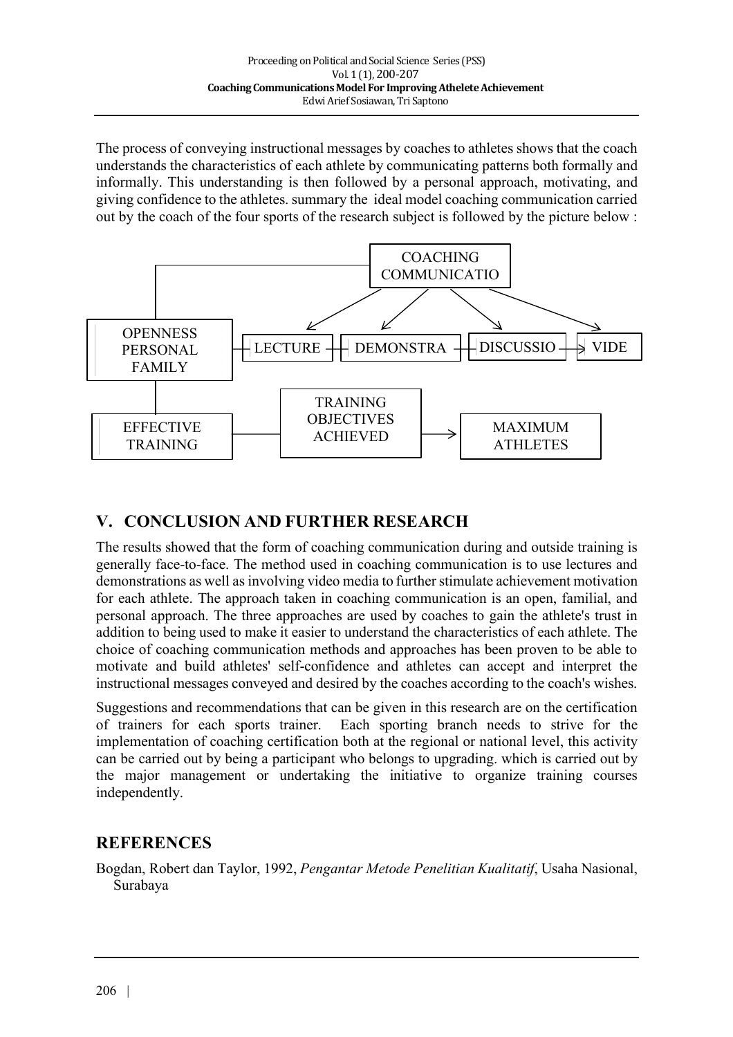The process of conveying instructional messages by coaches to athletes shows that the coach understands the characteristics of each athlete by communicating patterns both formally and informally. This understanding is then followed by a personal approach, motivating, and giving confidence to the athletes. summary the ideal model coaching communication carried out by the coach of the four sports of the research subject is followed by the picture below :

COACHING COMMUNICATIO

OPENNESS PERSONAL FAMILY

LECTURE

DEMONSTRA

DISCUSSIO

VIDE

TRAINING OBJECTIVES ACHIEVED

EFFECTIVE TRAINING

MAXIMUM ATHLETES

## V. CONCLUSION AND FURTHER RESEARCH

The results showed that the form of coaching communication during and outside training is generally face-to-face. The method used in coaching communication is to use lectures and demonstrations as well as involving video media to further stimulate achievement motivation for each athlete. The approach taken in coaching communication is an open, familial, and personal approach. The three approaches are used by coaches to gain the athlete's trust in addition to being used to make it easier to understand the characteristics of each athlete. The choice of coaching communication methods and approaches has been proven to be able to motivate and build athletes' self-confidence and athletes can accept and interpret the instructional messages conveyed and desired by the coaches according to the coach's wishes.

Suggestions and recommendations that can be given in this research are on the certification of trainers for each sports trainer. Each sporting branch needs to strive for the implementation of coaching certification both at the regional or national level, this activity can be carried out by being a participant who belongs to upgrading. which is carried out by the major management or undertaking the initiative to organize training courses independently.

## REFERENCES

Bogdan, Robert dan Taylor, 1992, *Pengantar Metode Penelitian Kualitatif*, Usaha Nasional, Surabaya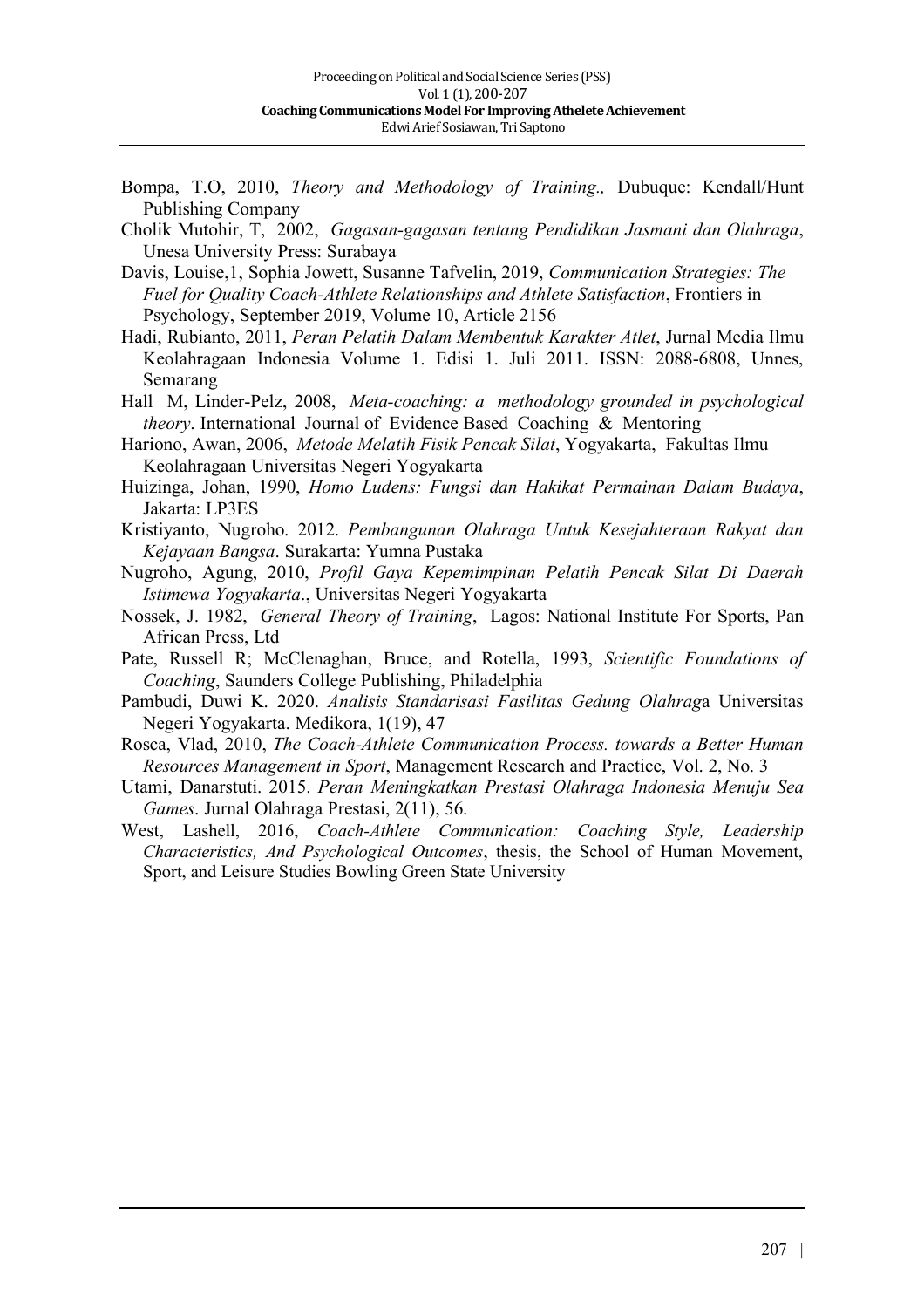Bompa, T.O, 2010, *Theory and Methodology of Training.,* Dubuque: Kendall/Hunt Publishing Company

Cholik Mutohir, T, 2002, *Gagasan-gagasan tentang Pendidikan Jasmani dan Olahraga*, Unesa University Press: Surabaya

Davis, Louise,1, Sophia Jowett, Susanne Tafvelin, 2019, *Communication Strategies: The Fuel for Quality Coach-Athlete Relationships and Athlete Satisfaction*, Frontiers in Psychology, September 2019, Volume 10, Article 2156

Hadi, Rubianto, 2011, *Peran Pelatih Dalam Membentuk Karakter Atlet*, Jurnal Media Ilmu Keolahragaan Indonesia Volume 1. Edisi 1. Juli 2011. ISSN: 2088-6808, Unnes, Semarang

Hall M, Linder-Pelz, 2008, *Meta-coaching: a methodology grounded in psychological theory*. International Journal of Evidence Based Coaching & Mentoring

Hariono, Awan, 2006, *Metode Melatih Fisik Pencak Silat*, Yogyakarta, Fakultas Ilmu Keolahragaan Universitas Negeri Yogyakarta

Huizinga, Johan, 1990, *Homo Ludens: Fungsi dan Hakikat Permainan Dalam Budaya*, Jakarta: LP3ES

Kristiyanto, Nugroho. 2012. *Pembangunan Olahraga Untuk Kesejahteraan Rakyat dan Kejayaan Bangsa*. Surakarta: Yumna Pustaka

Nugroho, Agung, 2010, *Profil Gaya Kepemimpinan Pelatih Pencak Silat Di Daerah Istimewa Yogyakarta*., Universitas Negeri Yogyakarta

Nossek, J. 1982, *General Theory of Training*, Lagos: National Institute For Sports, Pan African Press, Ltd

Pate, Russell R; McClenaghan, Bruce, and Rotella, 1993, *Scientific Foundations of Coaching*, Saunders College Publishing, Philadelphia

Pambudi, Duwi K. 2020. *Analisis Standarisasi Fasilitas Gedung Olahrag*a Universitas Negeri Yogyakarta. Medikora, 1(19), 47

Rosca, Vlad, 2010, *The Coach-Athlete Communication Process. towards a Better Human Resources Management in Sport*, Management Research and Practice, Vol. 2, No. 3

Utami, Danarstuti. 2015. *Peran Meningkatkan Prestasi Olahraga Indonesia Menuju Sea Games*. Jurnal Olahraga Prestasi, 2(11), 56.

West, Lashell, 2016, *Coach-Athlete Communication: Coaching Style, Leadership Characteristics, And Psychological Outcomes*, thesis, the School of Human Movement, Sport, and Leisure Studies Bowling Green State University